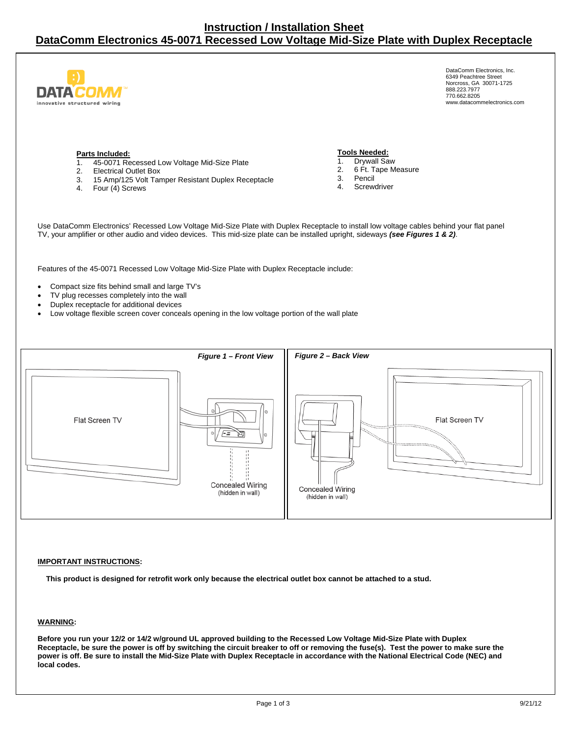# Instruction / Installation Sheet
## DataComm Electronics 45-0071 Recessed Low Voltage Mid-Size Plate with Duplex Receptacle

DATACOMM
innovative structured wiring

DataComm Electronics, Inc.
6349 Peachtree Street
Norcross, GA 30071-1725
888.223.7977
770.662.8205
www.datacommelectronics.com

**Parts Included:**

1. 45-0071 Recessed Low Voltage Mid-Size Plate
2. Electrical Outlet Box
3. 15 Amp/125 Volt Tamper Resistant Duplex Receptacle
4. Four (4) Screws

**Tools Needed:**

1. Drywall Saw
2. 6 Ft. Tape Measure
3. Pencil
4. Screwdriver

Use DataComm Electronics' Recessed Low Voltage Mid-Size Plate with Duplex Receptacle to install low voltage cables behind your flat panel TV, your amplifier or other audio and video devices. This mid-size plate can be installed upright, sideways ***(see Figures 1 & 2)***.

Features of the 45-0071 Recessed Low Voltage Mid-Size Plate with Duplex Receptacle include:

- Compact size fits behind small and large TV's
- TV plug recesses completely into the wall
- Duplex receptacle for additional devices
- Low voltage flexible screen cover conceals opening in the low voltage portion of the wall plate

***Figure 1 – Front View***

Flat Screen TV

Concealed Wiring (hidden in wall)

***Figure 2 – Back View***

Flat Screen TV

Concealed Wiring (hidden in wall)

**IMPORTANT INSTRUCTIONS:**

**This product is designed for retrofit work only because the electrical outlet box cannot be attached to a stud.**

**WARNING:**

**Before you run your 12/2 or 14/2 w/ground UL approved building to the Recessed Low Voltage Mid-Size Plate with Duplex Receptacle, be sure the power is off by switching the circuit breaker to off or removing the fuse(s). Test the power to make sure the power is off. Be sure to install the Mid-Size Plate with Duplex Receptacle in accordance with the National Electrical Code (NEC) and local codes.**

9/21/12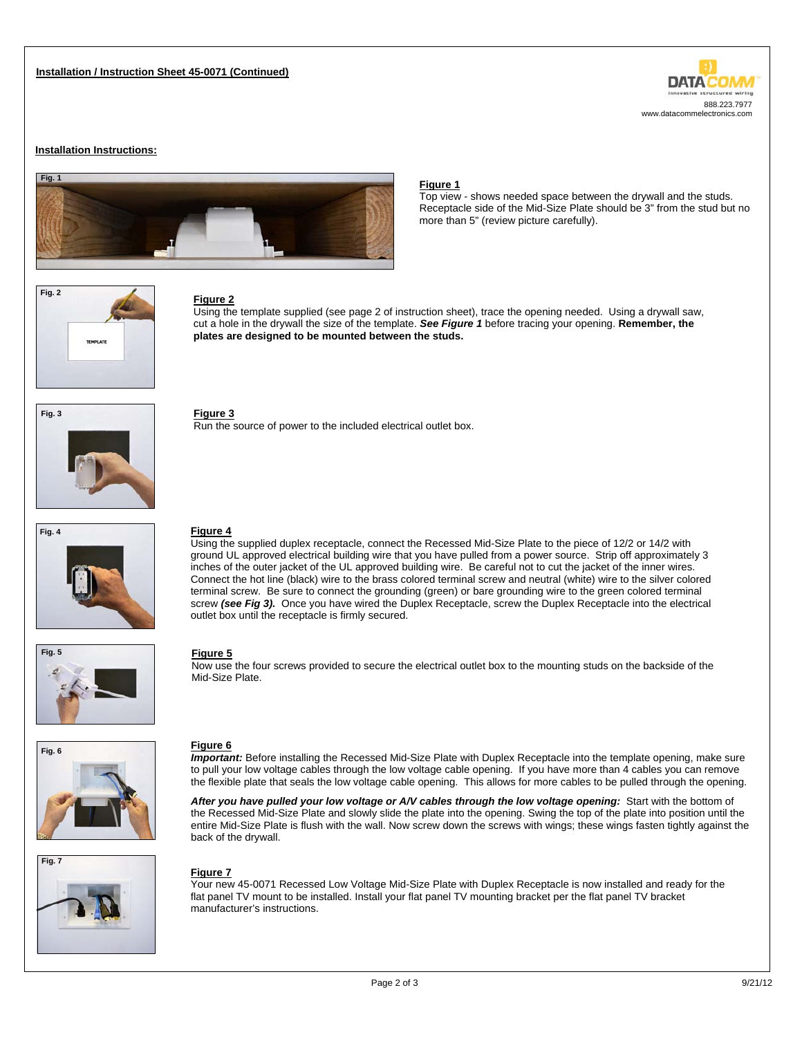**Installation / Instruction Sheet 45-0071 (Continued)**

888.223.7977
www.datacommelectronics.com

## Installation Instructions:

Fig. 1

**Figure 1**

Top view - shows needed space between the drywall and the studs. Receptacle side of the Mid-Size Plate should be 3" from the stud but no more than 5" (review picture carefully).

Fig. 2

**Figure 2**

Using the template supplied (see page 2 of instruction sheet), trace the opening needed. Using a drywall saw, cut a hole in the drywall the size of the template. ***See Figure 1*** before tracing your opening. **Remember, the plates are designed to be mounted between the studs.**

Fig. 3

**Figure 3**

Run the source of power to the included electrical outlet box.

Fig. 4

**Figure 4**

Using the supplied duplex receptacle, connect the Recessed Mid-Size Plate to the piece of 12/2 or 14/2 with ground UL approved electrical building wire that you have pulled from a power source. Strip off approximately 3 inches of the outer jacket of the UL approved building wire. Be careful not to cut the jacket of the inner wires. Connect the hot line (black) wire to the brass colored terminal screw and neutral (white) wire to the silver colored terminal screw. Be sure to connect the grounding (green) or bare grounding wire to the green colored terminal screw ***(see Fig 3).*** Once you have wired the Duplex Receptacle, screw the Duplex Receptacle into the electrical outlet box until the receptacle is firmly secured.

Fig. 5

**Figure 5**

Now use the four screws provided to secure the electrical outlet box to the mounting studs on the backside of the Mid-Size Plate.

Fig. 6

**Figure 6**

***Important:*** Before installing the Recessed Mid-Size Plate with Duplex Receptacle into the template opening, make sure to pull your low voltage cables through the low voltage cable opening. If you have more than 4 cables you can remove the flexible plate that seals the low voltage cable opening. This allows for more cables to be pulled through the opening.

***After you have pulled your low voltage or A/V cables through the low voltage opening:*** Start with the bottom of the Recessed Mid-Size Plate and slowly slide the plate into the opening. Swing the top of the plate into position until the entire Mid-Size Plate is flush with the wall. Now screw down the screws with wings; these wings fasten tightly against the back of the drywall.

Fig. 7

**Figure 7**

Your new 45-0071 Recessed Low Voltage Mid-Size Plate with Duplex Receptacle is now installed and ready for the flat panel TV mount to be installed. Install your flat panel TV mounting bracket per the flat panel TV bracket manufacturer's instructions.

9/21/12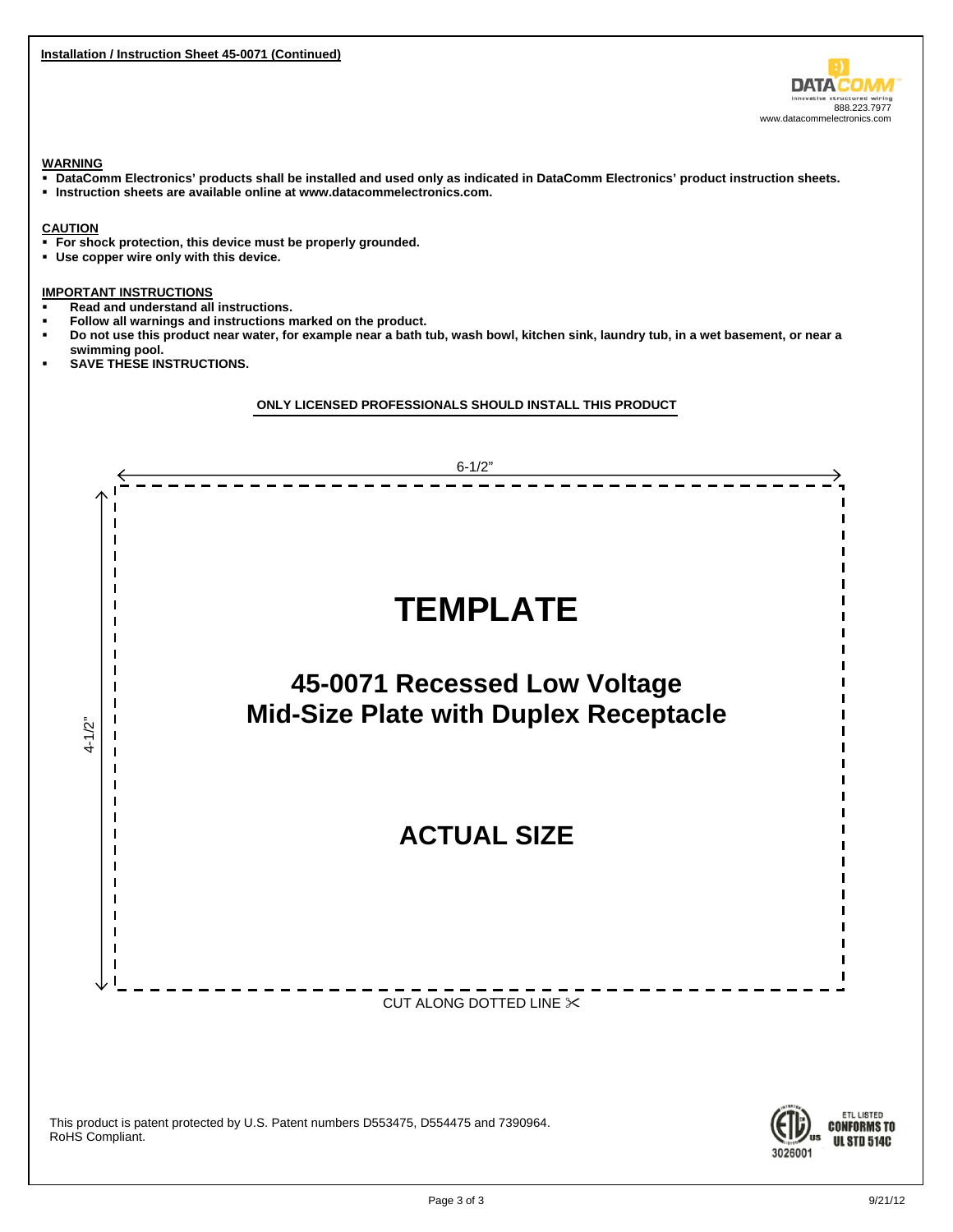**Installation / Instruction Sheet 45-0071 (Continued)**

DATACOMM
innovative structured wiring
888.223.7977
www.datacommelectronics.com

**WARNING**

- **DataComm Electronics' products shall be installed and used only as indicated in DataComm Electronics' product instruction sheets.**
- **Instruction sheets are available online at www.datacommelectronics.com.**

**CAUTION**

- **For shock protection, this device must be properly grounded.**
- **Use copper wire only with this device.**

**IMPORTANT INSTRUCTIONS**

- **Read and understand all instructions.**
- **Follow all warnings and instructions marked on the product.**
- **Do not use this product near water, for example near a bath tub, wash bowl, kitchen sink, laundry tub, in a wet basement, or near a swimming pool.**
- **SAVE THESE INSTRUCTIONS.**

**ONLY LICENSED PROFESSIONALS SHOULD INSTALL THIS PRODUCT**

6-1/2"

4-1/2"

# TEMPLATE

## 45-0071 Recessed Low Voltage Mid-Size Plate with Duplex Receptacle

## ACTUAL SIZE

CUT ALONG DOTTED LINE ✂

This product is patent protected by U.S. Patent numbers D553475, D554475 and 7390964.
RoHS Compliant.

ETL LISTED
CONFORMS TO UL STD 514C
3026001

9/21/12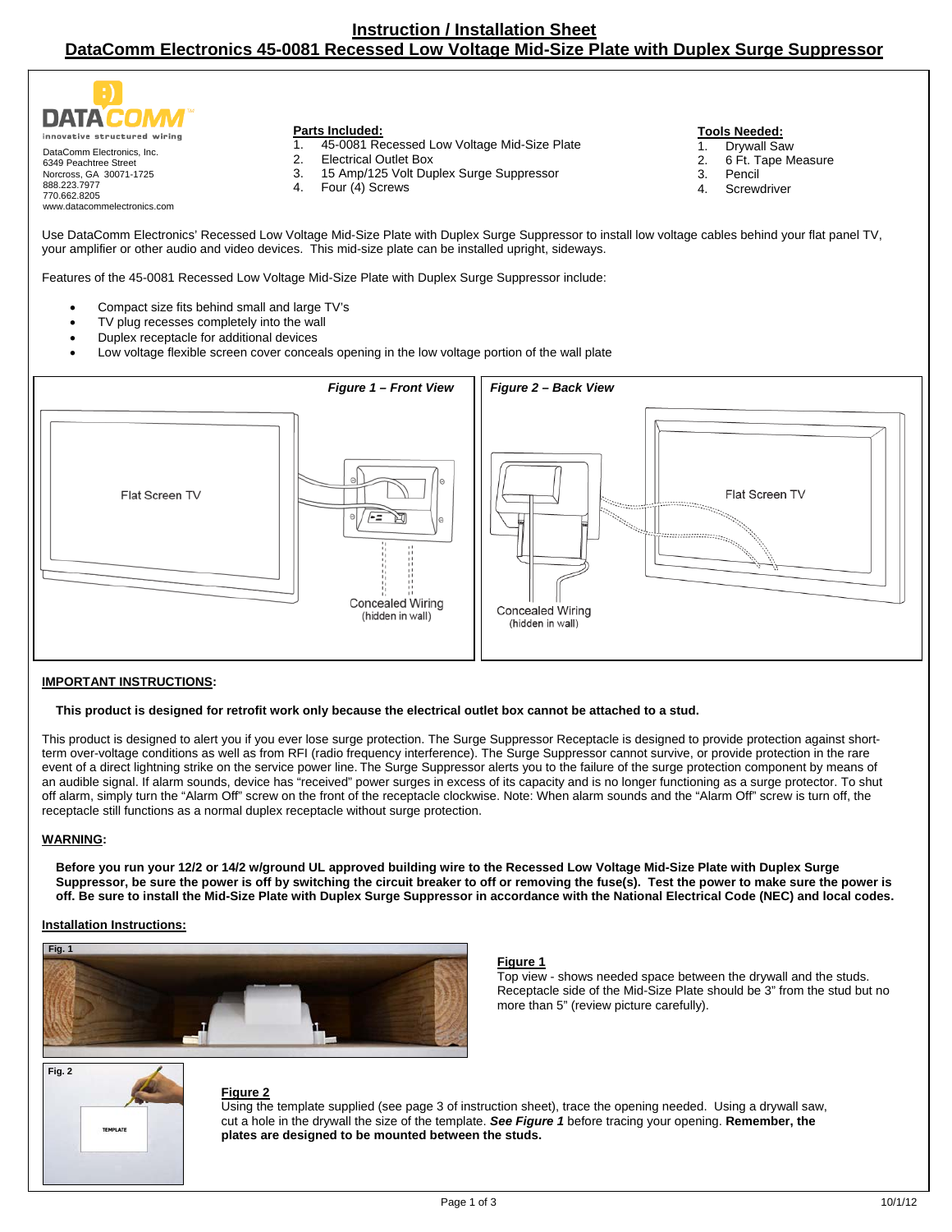# Instruction / Installation Sheet

## DataComm Electronics 45-0081 Recessed Low Voltage Mid-Size Plate with Duplex Surge Suppressor

DATACOMM
innovative structured wiring

DataComm Electronics, Inc.
6349 Peachtree Street
Norcross, GA 30071-1725
888.223.7977
770.662.8205
www.datacommelectronics.com

**Parts Included:**

1. 45-0081 Recessed Low Voltage Mid-Size Plate
2. Electrical Outlet Box
3. 15 Amp/125 Volt Duplex Surge Suppressor
4. Four (4) Screws

**Tools Needed:**

1. Drywall Saw
2. 6 Ft. Tape Measure
3. Pencil
4. Screwdriver

Use DataComm Electronics' Recessed Low Voltage Mid-Size Plate with Duplex Surge Suppressor to install low voltage cables behind your flat panel TV, your amplifier or other audio and video devices. This mid-size plate can be installed upright, sideways.

Features of the 45-0081 Recessed Low Voltage Mid-Size Plate with Duplex Surge Suppressor include:

- Compact size fits behind small and large TV's
- TV plug recesses completely into the wall
- Duplex receptacle for additional devices
- Low voltage flexible screen cover conceals opening in the low voltage portion of the wall plate

*Figure 1 – Front View*

Flat Screen TV

Concealed Wiring (hidden in wall)

*Figure 2 – Back View*

Flat Screen TV

Concealed Wiring (hidden in wall)

**IMPORTANT INSTRUCTIONS:**

**This product is designed for retrofit work only because the electrical outlet box cannot be attached to a stud.**

This product is designed to alert you if you ever lose surge protection. The Surge Suppressor Receptacle is designed to provide protection against short-term over-voltage conditions as well as from RFI (radio frequency interference). The Surge Suppressor cannot survive, or provide protection in the rare event of a direct lightning strike on the service power line. The Surge Suppressor alerts you to the failure of the surge protection component by means of an audible signal. If alarm sounds, device has "received" power surges in excess of its capacity and is no longer functioning as a surge protector. To shut off alarm, simply turn the "Alarm Off" screw on the front of the receptacle clockwise. Note: When alarm sounds and the "Alarm Off" screw is turn off, the receptacle still functions as a normal duplex receptacle without surge protection.

**WARNING:**

**Before you run your 12/2 or 14/2 w/ground UL approved building wire to the Recessed Low Voltage Mid-Size Plate with Duplex Surge Suppressor, be sure the power is off by switching the circuit breaker to off or removing the fuse(s). Test the power to make sure the power is off. Be sure to install the Mid-Size Plate with Duplex Surge Suppressor in accordance with the National Electrical Code (NEC) and local codes.**

**Installation Instructions:**

Fig. 1

**Figure 1**
Top view - shows needed space between the drywall and the studs. Receptacle side of the Mid-Size Plate should be 3" from the stud but no more than 5" (review picture carefully).

Fig. 2

TEMPLATE

**Figure 2**
Using the template supplied (see page 3 of instruction sheet), trace the opening needed. Using a drywall saw, cut a hole in the drywall the size of the template. ***See Figure 1*** before tracing your opening. **Remember, the plates are designed to be mounted between the studs.**

10/1/12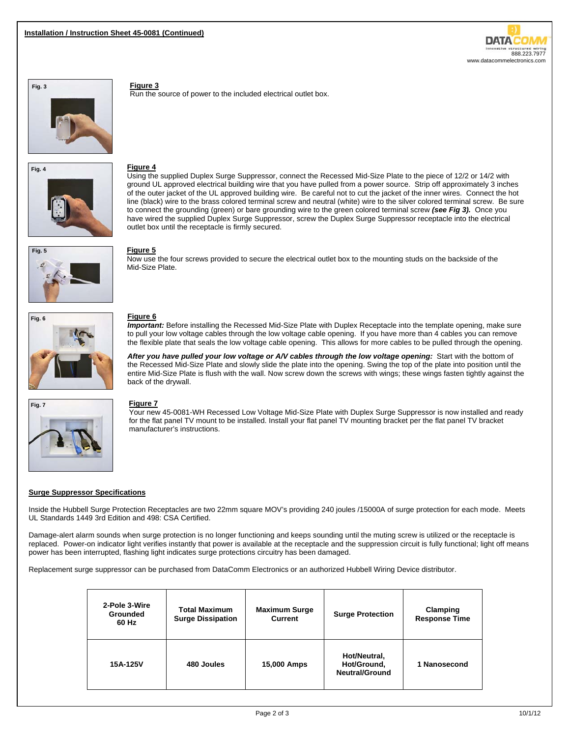**Installation / Instruction Sheet 45-0081 (Continued)**

DATACOMM
innovative structured wiring
888.223.7977
www.datacommelectronics.com

Fig. 3

**Figure 3**

Run the source of power to the included electrical outlet box.

Fig. 4

**Figure 4**

Using the supplied Duplex Surge Suppressor, connect the Recessed Mid-Size Plate to the piece of 12/2 or 14/2 with ground UL approved electrical building wire that you have pulled from a power source. Strip off approximately 3 inches of the outer jacket of the UL approved building wire. Be careful not to cut the jacket of the inner wires. Connect the hot line (black) wire to the brass colored terminal screw and neutral (white) wire to the silver colored terminal screw. Be sure to connect the grounding (green) or bare grounding wire to the green colored terminal screw ***(see Fig 3).*** Once you have wired the supplied Duplex Surge Suppressor, screw the Duplex Surge Suppressor receptacle into the electrical outlet box until the receptacle is firmly secured.

Fig. 5

**Figure 5**

Now use the four screws provided to secure the electrical outlet box to the mounting studs on the backside of the Mid-Size Plate.

Fig. 6

**Figure 6**

***Important:*** Before installing the Recessed Mid-Size Plate with Duplex Receptacle into the template opening, make sure to pull your low voltage cables through the low voltage cable opening. If you have more than 4 cables you can remove the flexible plate that seals the low voltage cable opening. This allows for more cables to be pulled through the opening.

***After you have pulled your low voltage or A/V cables through the low voltage opening:*** Start with the bottom of the Recessed Mid-Size Plate and slowly slide the plate into the opening. Swing the top of the plate into position until the entire Mid-Size Plate is flush with the wall. Now screw down the screws with wings; these wings fasten tightly against the back of the drywall.

Fig. 7

**Figure 7**

Your new 45-0081-WH Recessed Low Voltage Mid-Size Plate with Duplex Surge Suppressor is now installed and ready for the flat panel TV mount to be installed. Install your flat panel TV mounting bracket per the flat panel TV bracket manufacturer's instructions.

**Surge Suppressor Specifications**

Inside the Hubbell Surge Protection Receptacles are two 22mm square MOV's providing 240 joules /15000A of surge protection for each mode. Meets UL Standards 1449 3rd Edition and 498: CSA Certified.

Damage-alert alarm sounds when surge protection is no longer functioning and keeps sounding until the muting screw is utilized or the receptacle is replaced. Power-on indicator light verifies instantly that power is available at the receptacle and the suppression circuit is fully functional; light off means power has been interrupted, flashing light indicates surge protections circuitry has been damaged.

Replacement surge suppressor can be purchased from DataComm Electronics or an authorized Hubbell Wiring Device distributor.

| 2-Pole 3-Wire Grounded 60 Hz | Total Maximum Surge Dissipation | Maximum Surge Current | Surge Protection | Clamping Response Time |
|---|---|---|---|---|
| 15A-125V | 480 Joules | 15,000 Amps | Hot/Neutral, Hot/Ground, Neutral/Ground | 1 Nanosecond |

10/1/12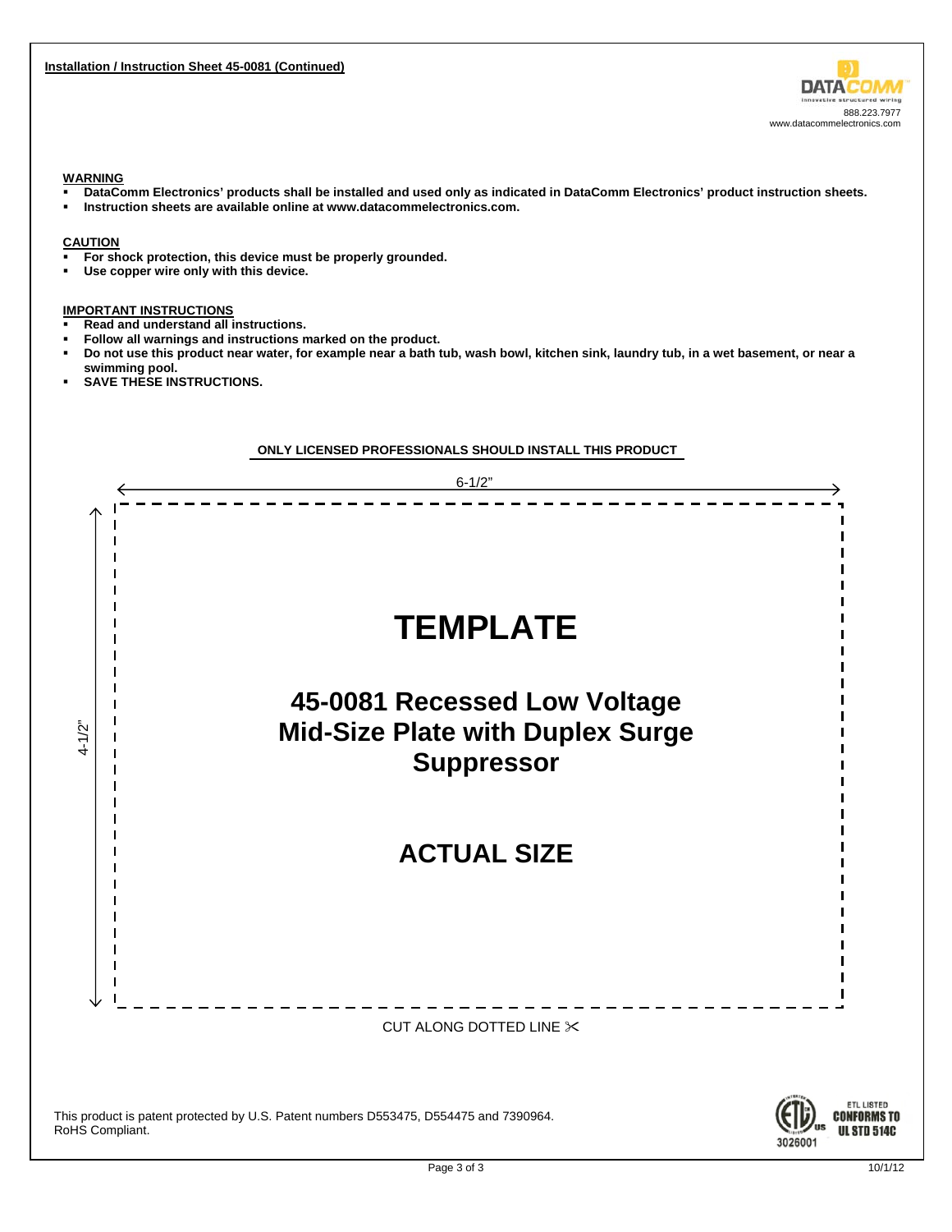**Installation / Instruction Sheet 45-0081 (Continued)**

DATACOMM
innovative structured wiring
888.223.7977
www.datacommelectronics.com

**WARNING**

- **DataComm Electronics' products shall be installed and used only as indicated in DataComm Electronics' product instruction sheets.**
- **Instruction sheets are available online at www.datacommelectronics.com.**

**CAUTION**

- **For shock protection, this device must be properly grounded.**
- **Use copper wire only with this device.**

**IMPORTANT INSTRUCTIONS**

- **Read and understand all instructions.**
- **Follow all warnings and instructions marked on the product.**
- **Do not use this product near water, for example near a bath tub, wash bowl, kitchen sink, laundry tub, in a wet basement, or near a swimming pool.**
- **SAVE THESE INSTRUCTIONS.**

**ONLY LICENSED PROFESSIONALS SHOULD INSTALL THIS PRODUCT**

6-1/2"

4-1/2"

# TEMPLATE

## 45-0081 Recessed Low Voltage Mid-Size Plate with Duplex Surge Suppressor

## ACTUAL SIZE

CUT ALONG DOTTED LINE ✂

This product is patent protected by U.S. Patent numbers D553475, D554475 and 7390964.
RoHS Compliant.

ETL LISTED
CONFORMS TO
UL STD 514C
3026001

10/1/12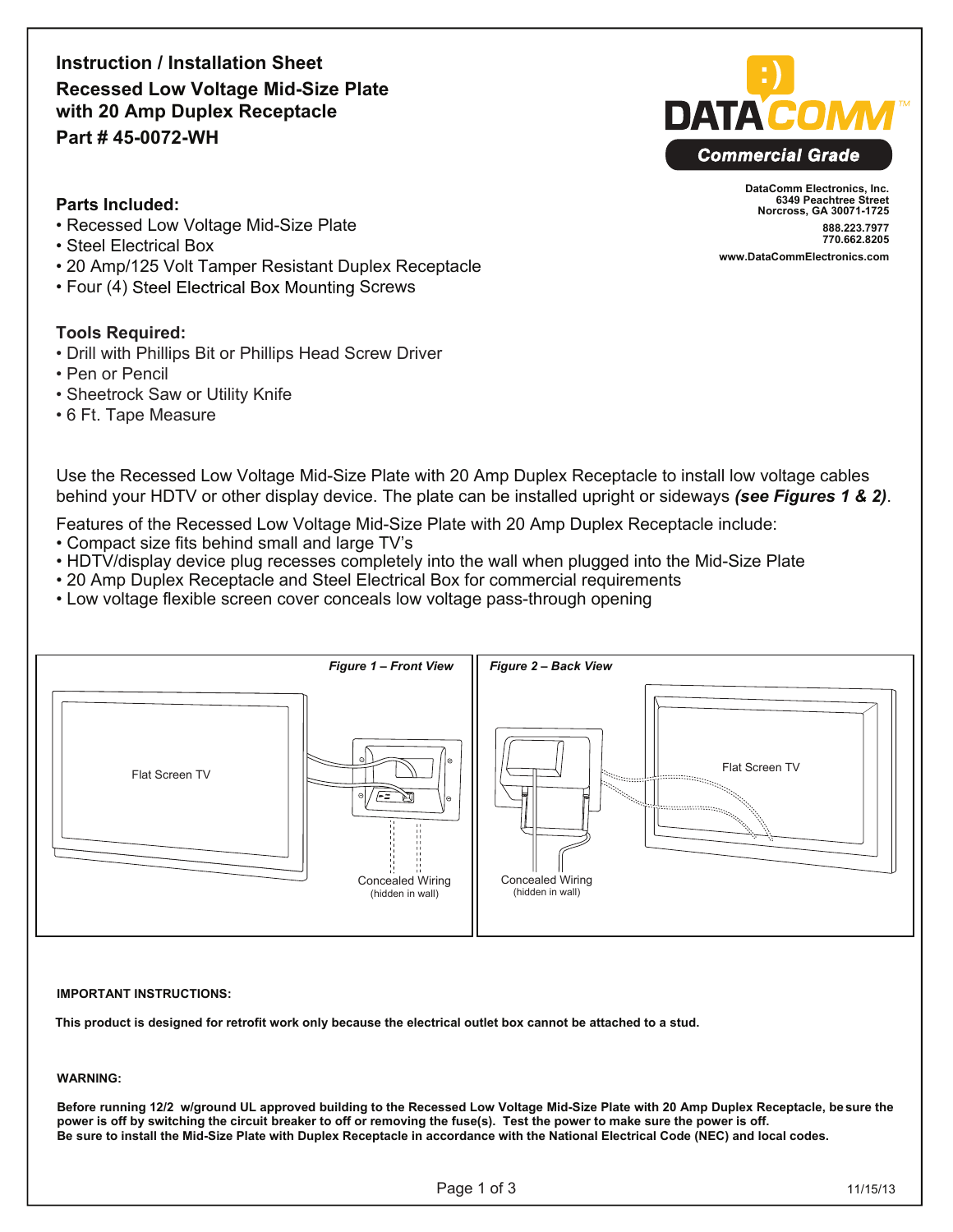# Instruction / Installation Sheet
## Recessed Low Voltage Mid-Size Plate with 20 Amp Duplex Receptacle
## Part # 45-0072-WH

DATACOMM™
Commercial Grade

DataComm Electronics, Inc.
6349 Peachtree Street
Norcross, GA 30071-1725

888.223.7977
770.662.8205

www.DataCommElectronics.com

### Parts Included:

- Recessed Low Voltage Mid-Size Plate
- Steel Electrical Box
- 20 Amp/125 Volt Tamper Resistant Duplex Receptacle
- Four (4) Steel Electrical Box Mounting Screws

### Tools Required:

- Drill with Phillips Bit or Phillips Head Screw Driver
- Pen or Pencil
- Sheetrock Saw or Utility Knife
- 6 Ft. Tape Measure

Use the Recessed Low Voltage Mid-Size Plate with 20 Amp Duplex Receptacle to install low voltage cables behind your HDTV or other display device. The plate can be installed upright or sideways ***(see Figures 1 & 2)***.

Features of the Recessed Low Voltage Mid-Size Plate with 20 Amp Duplex Receptacle include:

- Compact size fits behind small and large TV's
- HDTV/display device plug recesses completely into the wall when plugged into the Mid-Size Plate
- 20 Amp Duplex Receptacle and Steel Electrical Box for commercial requirements
- Low voltage flexible screen cover conceals low voltage pass-through opening

***Figure 1 – Front View***

Flat Screen TV

Concealed Wiring
(hidden in wall)

***Figure 2 – Back View***

Flat Screen TV

Concealed Wiring
(hidden in wall)

**IMPORTANT INSTRUCTIONS:**

**This product is designed for retrofit work only because the electrical outlet box cannot be attached to a stud.**

**WARNING:**

**Before running 12/2 w/ground UL approved building to the Recessed Low Voltage Mid-Size Plate with 20 Amp Duplex Receptacle, be sure the power is off by switching the circuit breaker to off or removing the fuse(s). Test the power to make sure the power is off.**
**Be sure to install the Mid-Size Plate with Duplex Receptacle in accordance with the National Electrical Code (NEC) and local codes.**

11/15/13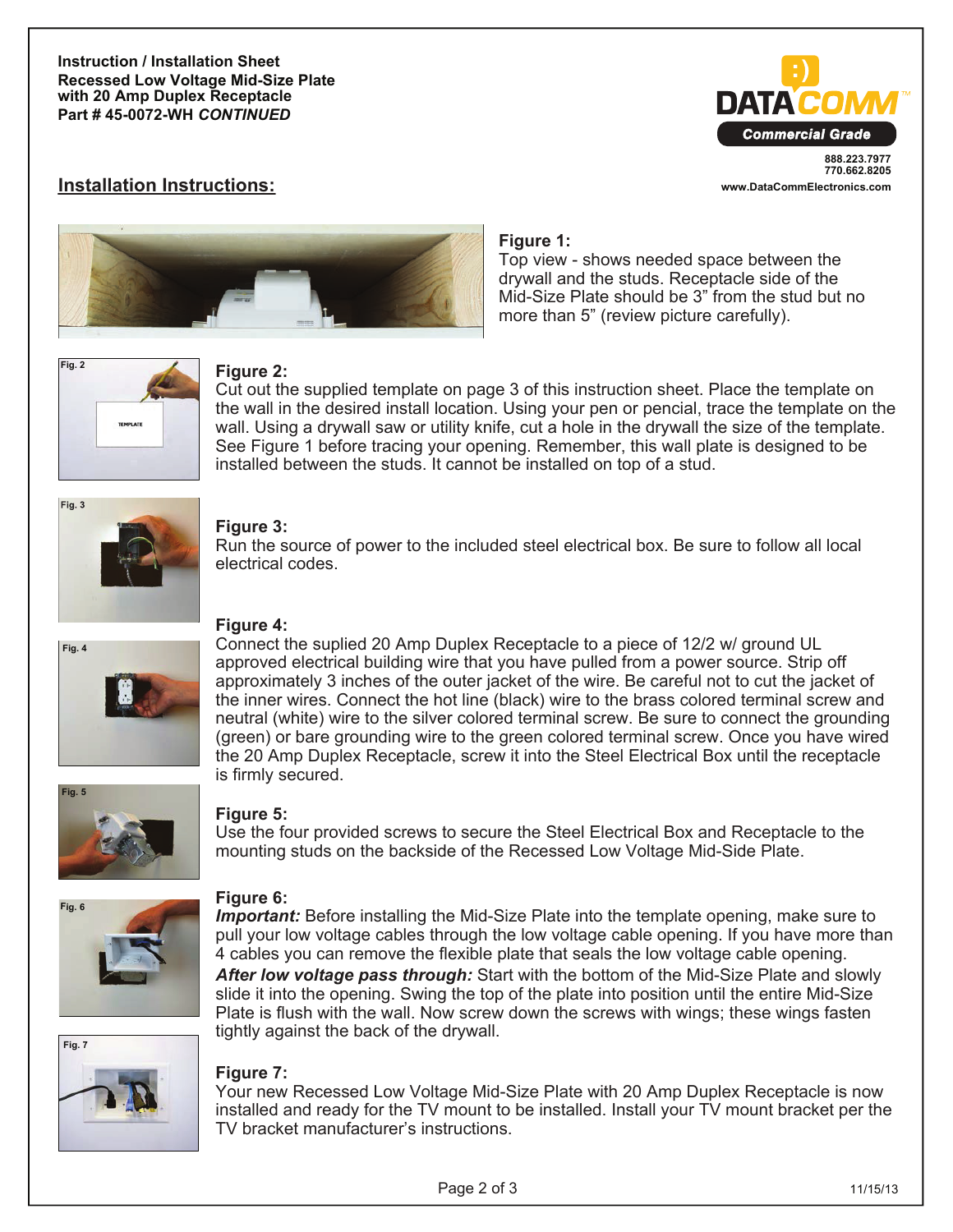**Instruction / Installation Sheet**
**Recessed Low Voltage Mid-Size Plate**
**with 20 Amp Duplex Receptacle**
**Part # 45-0072-WH *CONTINUED***

DATACOMM
Commercial Grade
888.223.7977
770.662.8205
www.DataCommElectronics.com

## Installation Instructions:

**Figure 1:**
Top view - shows needed space between the drywall and the studs. Receptacle side of the Mid-Size Plate should be 3" from the stud but no more than 5" (review picture carefully).

**Figure 2:**
Cut out the supplied template on page 3 of this instruction sheet. Place the template on the wall in the desired install location. Using your pen or pencial, trace the template on the wall. Using a drywall saw or utility knife, cut a hole in the drywall the size of the template. See Figure 1 before tracing your opening. Remember, this wall plate is designed to be installed between the studs. It cannot be installed on top of a stud.

**Figure 3:**
Run the source of power to the included steel electrical box. Be sure to follow all local electrical codes.

**Figure 4:**
Connect the suplied 20 Amp Duplex Receptacle to a piece of 12/2 w/ ground UL approved electrical building wire that you have pulled from a power source. Strip off approximately 3 inches of the outer jacket of the wire. Be careful not to cut the jacket of the inner wires. Connect the hot line (black) wire to the brass colored terminal screw and neutral (white) wire to the silver colored terminal screw. Be sure to connect the grounding (green) or bare grounding wire to the green colored terminal screw. Once you have wired the 20 Amp Duplex Receptacle, screw it into the Steel Electrical Box until the receptacle is firmly secured.

**Figure 5:**
Use the four provided screws to secure the Steel Electrical Box and Receptacle to the mounting studs on the backside of the Recessed Low Voltage Mid-Side Plate.

**Figure 6:**
***Important:*** Before installing the Mid-Size Plate into the template opening, make sure to pull your low voltage cables through the low voltage cable opening. If you have more than 4 cables you can remove the flexible plate that seals the low voltage cable opening.
***After low voltage pass through:*** Start with the bottom of the Mid-Size Plate and slowly slide it into the opening. Swing the top of the plate into position until the entire Mid-Size Plate is flush with the wall. Now screw down the screws with wings; these wings fasten tightly against the back of the drywall.

**Figure 7:**
Your new Recessed Low Voltage Mid-Size Plate with 20 Amp Duplex Receptacle is now installed and ready for the TV mount to be installed. Install your TV mount bracket per the TV bracket manufacturer's instructions.

11/15/13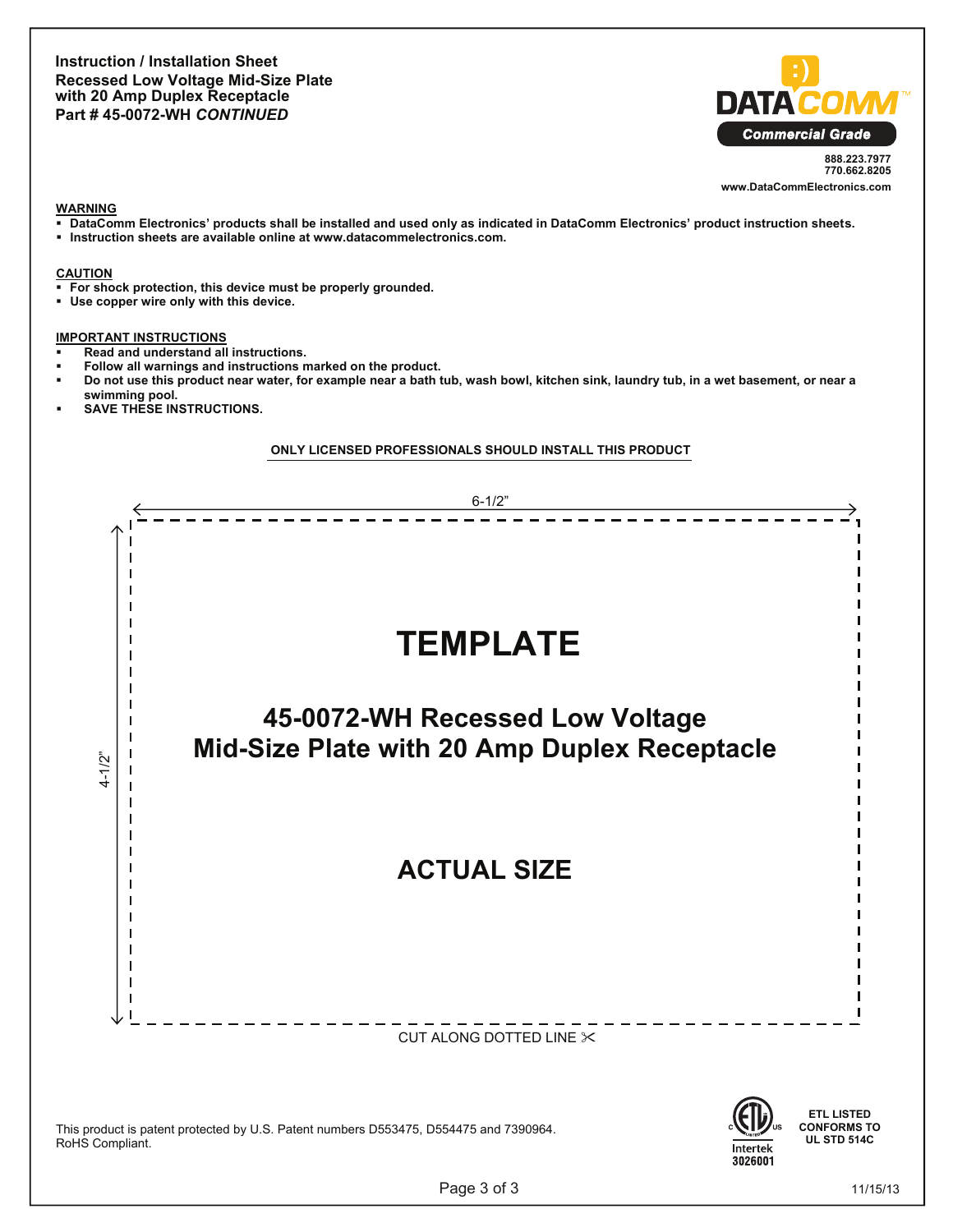**Instruction / Installation Sheet**
**Recessed Low Voltage Mid-Size Plate**
**with 20 Amp Duplex Receptacle**
**Part # 45-0072-WH *CONTINUED***

DATACOMM
Commercial Grade

**888.223.7977**
**770.662.8205**
**www.DataCommElectronics.com**

**WARNING**

- **DataComm Electronics' products shall be installed and used only as indicated in DataComm Electronics' product instruction sheets.**
- **Instruction sheets are available online at www.datacommelectronics.com.**

**CAUTION**

- **For shock protection, this device must be properly grounded.**
- **Use copper wire only with this device.**

**IMPORTANT INSTRUCTIONS**

- **Read and understand all instructions.**
- **Follow all warnings and instructions marked on the product.**
- **Do not use this product near water, for example near a bath tub, wash bowl, kitchen sink, laundry tub, in a wet basement, or near a swimming pool.**
- **SAVE THESE INSTRUCTIONS.**

**ONLY LICENSED PROFESSIONALS SHOULD INSTALL THIS PRODUCT**

6-1/2"

4-1/2"

# TEMPLATE

## 45-0072-WH Recessed Low Voltage Mid-Size Plate with 20 Amp Duplex Receptacle

## ACTUAL SIZE

CUT ALONG DOTTED LINE ✂

This product is patent protected by U.S. Patent numbers D553475, D554475 and 7390964.
RoHS Compliant.

Intertek 3026001

**ETL LISTED**
**CONFORMS TO**
**UL STD 514C**

11/15/13